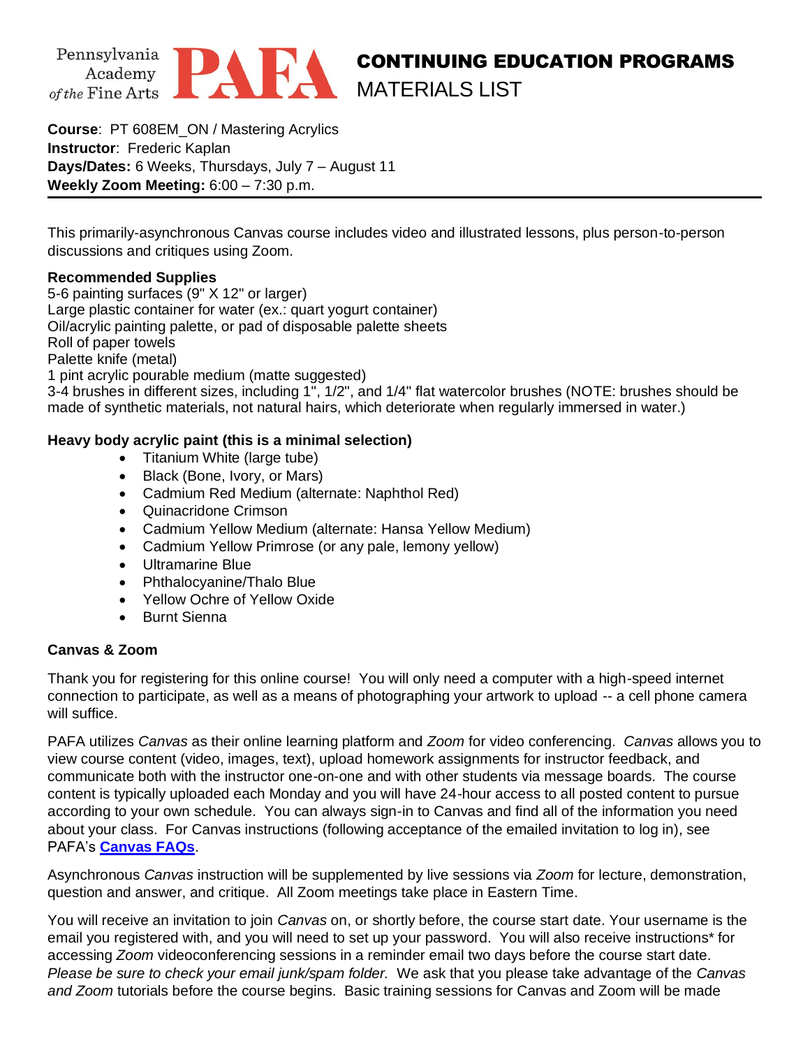Pennsylvania Academy of the Fine Arts **PAFA**

# CONTINUING EDUCATION PROGRAMS

## MATERIALS LIST

**Course**: PT 608EM_ON / Mastering Acrylics
**Instructor**: Frederic Kaplan
**Days/Dates:** 6 Weeks, Thursdays, July 7 – August 11
**Weekly Zoom Meeting:** 6:00 – 7:30 p.m.

---

This primarily-asynchronous Canvas course includes video and illustrated lessons, plus person-to-person discussions and critiques using Zoom.

**Recommended Supplies**
5-6 painting surfaces (9" X 12" or larger)
Large plastic container for water (ex.: quart yogurt container)
Oil/acrylic painting palette, or pad of disposable palette sheets
Roll of paper towels
Palette knife (metal)
1 pint acrylic pourable medium (matte suggested)
3-4 brushes in different sizes, including 1", 1/2", and 1/4" flat watercolor brushes (NOTE: brushes should be made of synthetic materials, not natural hairs, which deteriorate when regularly immersed in water.)

**Heavy body acrylic paint (this is a minimal selection)**

- Titanium White (large tube)
- Black (Bone, Ivory, or Mars)
- Cadmium Red Medium (alternate: Naphthol Red)
- Quinacridone Crimson
- Cadmium Yellow Medium (alternate: Hansa Yellow Medium)
- Cadmium Yellow Primrose (or any pale, lemony yellow)
- Ultramarine Blue
- Phthalocyanine/Thalo Blue
- Yellow Ochre of Yellow Oxide
- Burnt Sienna

**Canvas & Zoom**

Thank you for registering for this online course! You will only need a computer with a high-speed internet connection to participate, as well as a means of photographing your artwork to upload -- a cell phone camera will suffice.

PAFA utilizes *Canvas* as their online learning platform and *Zoom* for video conferencing. *Canvas* allows you to view course content (video, images, text), upload homework assignments for instructor feedback, and communicate both with the instructor one-on-one and with other students via message boards. The course content is typically uploaded each Monday and you will have 24-hour access to all posted content to pursue according to your own schedule. You can always sign-in to Canvas and find all of the information you need about your class. For Canvas instructions (following acceptance of the emailed invitation to log in), see PAFA's **Canvas FAQs**.

Asynchronous *Canvas* instruction will be supplemented by live sessions via *Zoom* for lecture, demonstration, question and answer, and critique. All Zoom meetings take place in Eastern Time.

You will receive an invitation to join *Canvas* on, or shortly before, the course start date. Your username is the email you registered with, and you will need to set up your password. You will also receive instructions* for accessing *Zoom* videoconferencing sessions in a reminder email two days before the course start date. *Please be sure to check your email junk/spam folder.* We ask that you please take advantage of the *Canvas and Zoom* tutorials before the course begins. Basic training sessions for Canvas and Zoom will be made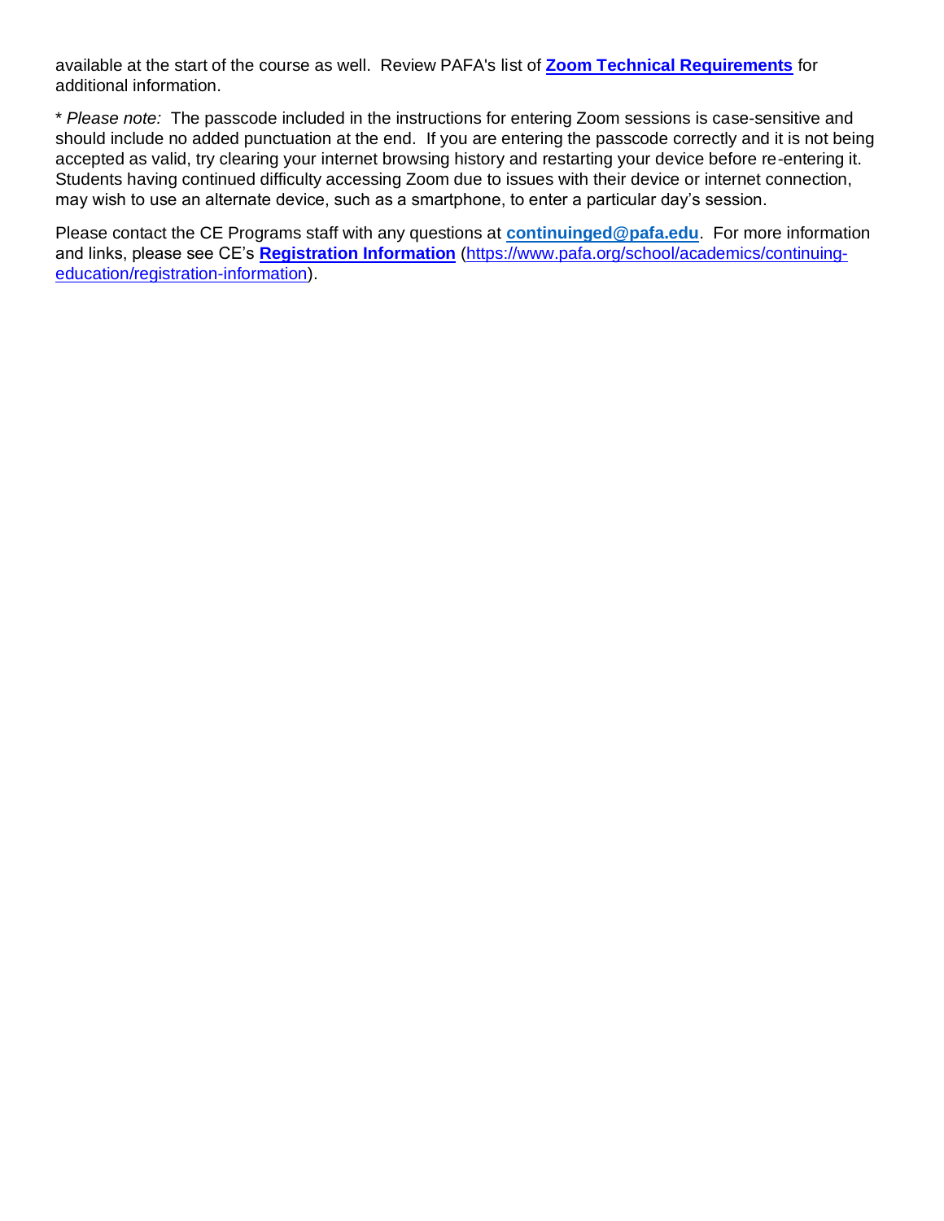available at the start of the course as well. Review PAFA's list of **Zoom Technical Requirements** for additional information.

* *Please note:* The passcode included in the instructions for entering Zoom sessions is case-sensitive and should include no added punctuation at the end. If you are entering the passcode correctly and it is not being accepted as valid, try clearing your internet browsing history and restarting your device before re-entering it. Students having continued difficulty accessing Zoom due to issues with their device or internet connection, may wish to use an alternate device, such as a smartphone, to enter a particular day's session.

Please contact the CE Programs staff with any questions at **continuinged@pafa.edu**. For more information and links, please see CE's **Registration Information** (https://www.pafa.org/school/academics/continuing-education/registration-information).